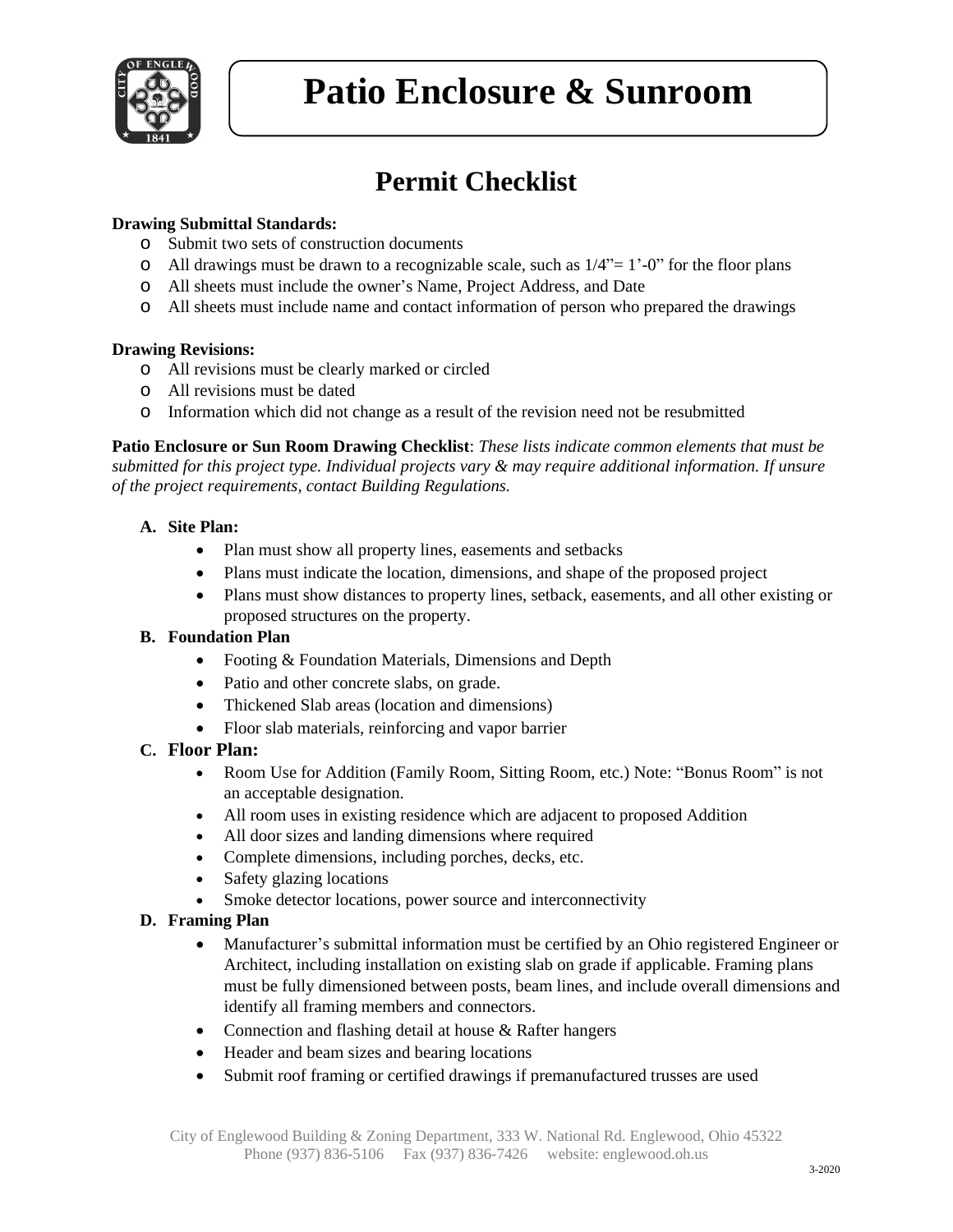# Patio Enclosure & Sunroom

## Permit Checklist

**Drawing Submittal Standards:**

- Submit two sets of construction documents
- All drawings must be drawn to a recognizable scale, such as 1/4"= 1'-0" for the floor plans
- All sheets must include the owner's Name, Project Address, and Date
- All sheets must include name and contact information of person who prepared the drawings

**Drawing Revisions:**

- All revisions must be clearly marked or circled
- All revisions must be dated
- Information which did not change as a result of the revision need not be resubmitted

**Patio Enclosure or Sun Room Drawing Checklist**: *These lists indicate common elements that must be submitted for this project type. Individual projects vary & may require additional information. If unsure of the project requirements, contact Building Regulations.*

**A. Site Plan:**

- Plan must show all property lines, easements and setbacks
- Plans must indicate the location, dimensions, and shape of the proposed project
- Plans must show distances to property lines, setback, easements, and all other existing or proposed structures on the property.

**B. Foundation Plan**

- Footing & Foundation Materials, Dimensions and Depth
- Patio and other concrete slabs, on grade.
- Thickened Slab areas (location and dimensions)
- Floor slab materials, reinforcing and vapor barrier

**C. Floor Plan:**

- Room Use for Addition (Family Room, Sitting Room, etc.) Note: "Bonus Room" is not an acceptable designation.
- All room uses in existing residence which are adjacent to proposed Addition
- All door sizes and landing dimensions where required
- Complete dimensions, including porches, decks, etc.
- Safety glazing locations
- Smoke detector locations, power source and interconnectivity

**D. Framing Plan**

- Manufacturer's submittal information must be certified by an Ohio registered Engineer or Architect, including installation on existing slab on grade if applicable. Framing plans must be fully dimensioned between posts, beam lines, and include overall dimensions and identify all framing members and connectors.
- Connection and flashing detail at house & Rafter hangers
- Header and beam sizes and bearing locations
- Submit roof framing or certified drawings if premanufactured trusses are used

City of Englewood Building & Zoning Department, 333 W. National Rd. Englewood, Ohio 45322
Phone (937) 836-5106 Fax (937) 836-7426 website: englewood.oh.us

3-2020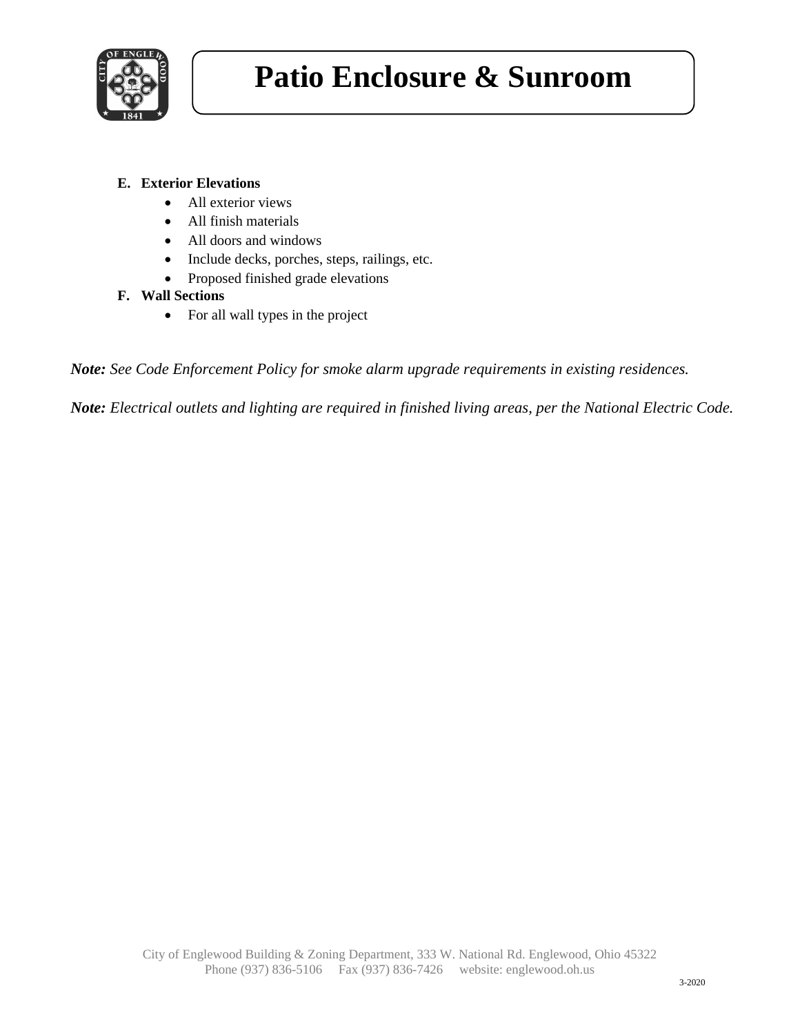# Patio Enclosure & Sunroom

**E. Exterior Elevations**

- All exterior views
- All finish materials
- All doors and windows
- Include decks, porches, steps, railings, etc.
- Proposed finished grade elevations

**F. Wall Sections**

- For all wall types in the project

***Note:*** *See Code Enforcement Policy for smoke alarm upgrade requirements in existing residences.*

***Note:*** *Electrical outlets and lighting are required in finished living areas, per the National Electric Code.*

City of Englewood Building & Zoning Department, 333 W. National Rd. Englewood, Ohio 45322
Phone (937) 836-5106 Fax (937) 836-7426 website: englewood.oh.us

3-2020